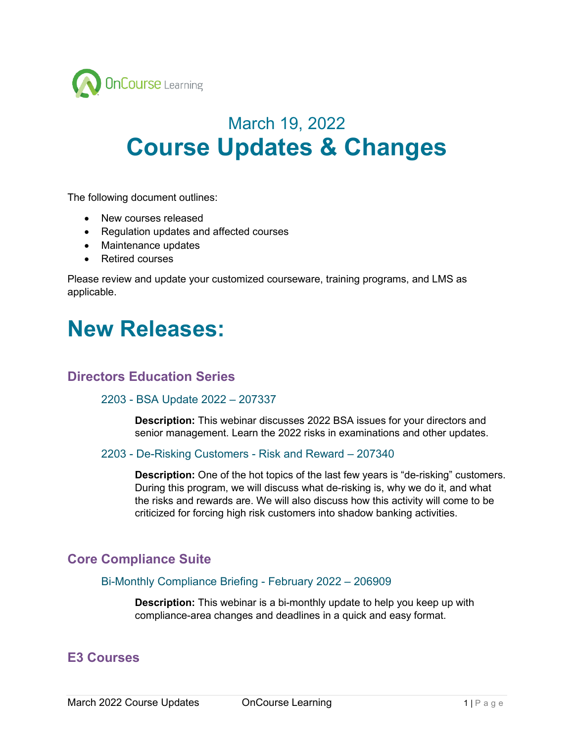March 19, 2022

# Course Updates & Changes

The following document outlines:

- New courses released
- Regulation updates and affected courses
- Maintenance updates
- Retired courses

Please review and update your customized courseware, training programs, and LMS as applicable.

# New Releases:

## Directors Education Series

### 2203 - BSA Update 2022 – 207337

**Description:** This webinar discusses 2022 BSA issues for your directors and senior management. Learn the 2022 risks in examinations and other updates.

### 2203 - De-Risking Customers - Risk and Reward – 207340

**Description:** One of the hot topics of the last few years is "de-risking" customers. During this program, we will discuss what de-risking is, why we do it, and what the risks and rewards are. We will also discuss how this activity will come to be criticized for forcing high risk customers into shadow banking activities.

## Core Compliance Suite

### Bi-Monthly Compliance Briefing - February 2022 – 206909

**Description:** This webinar is a bi-monthly update to help you keep up with compliance-area changes and deadlines in a quick and easy format.

## E3 Courses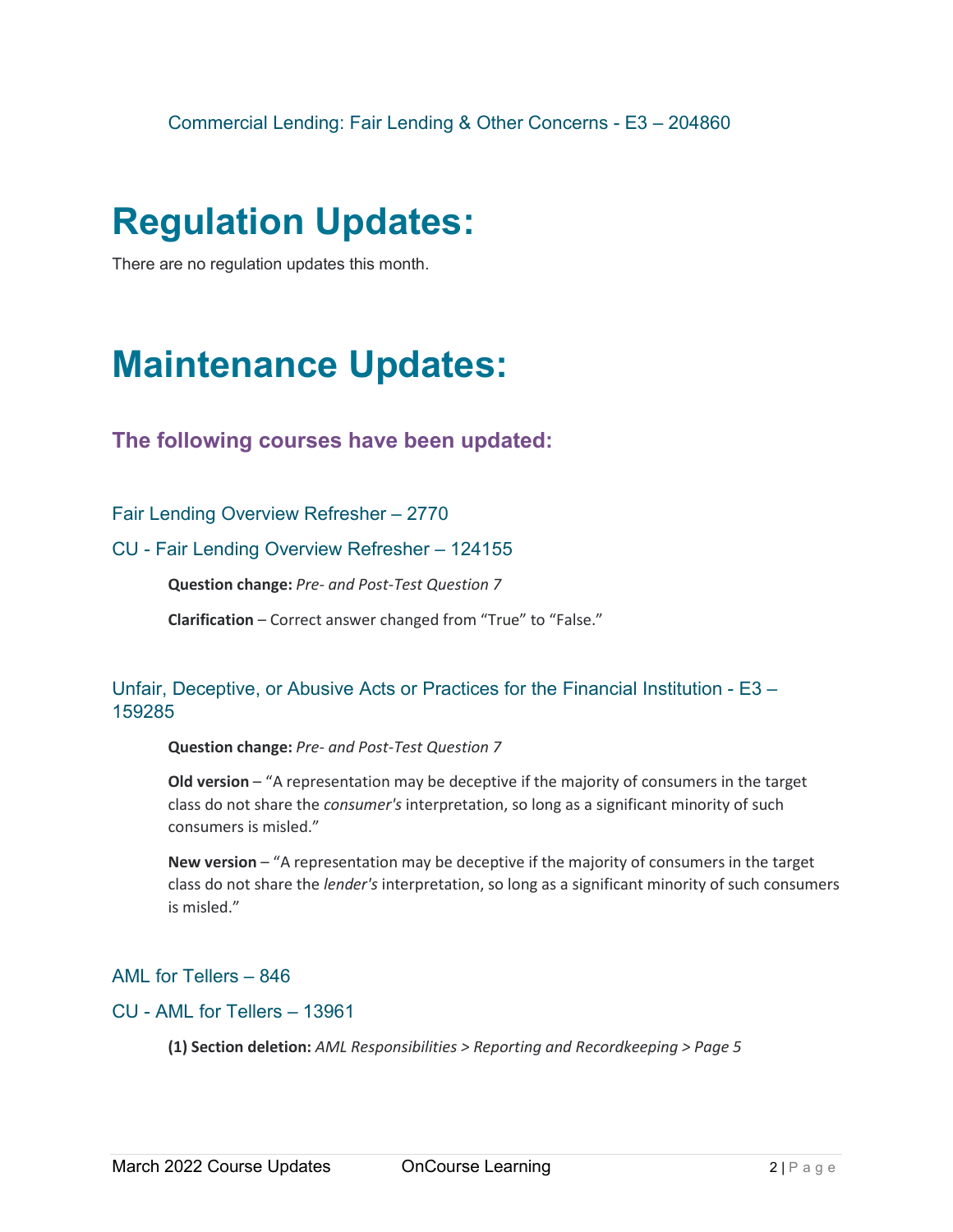### Commercial Lending: Fair Lending & Other Concerns - E3 – 204860

# Regulation Updates:

There are no regulation updates this month.

# Maintenance Updates:

## The following courses have been updated:

### Fair Lending Overview Refresher – 2770

### CU - Fair Lending Overview Refresher – 124155

**Question change:** *Pre- and Post-Test Question 7*

**Clarification** – Correct answer changed from "True" to "False."

### Unfair, Deceptive, or Abusive Acts or Practices for the Financial Institution - E3 – 159285

**Question change:** *Pre- and Post-Test Question 7*

**Old version** – "A representation may be deceptive if the majority of consumers in the target class do not share the *consumer's* interpretation, so long as a significant minority of such consumers is misled."

**New version** – "A representation may be deceptive if the majority of consumers in the target class do not share the *lender's* interpretation, so long as a significant minority of such consumers is misled."

### AML for Tellers – 846

### CU - AML for Tellers – 13961

**(1) Section deletion:** *AML Responsibilities > Reporting and Recordkeeping > Page 5*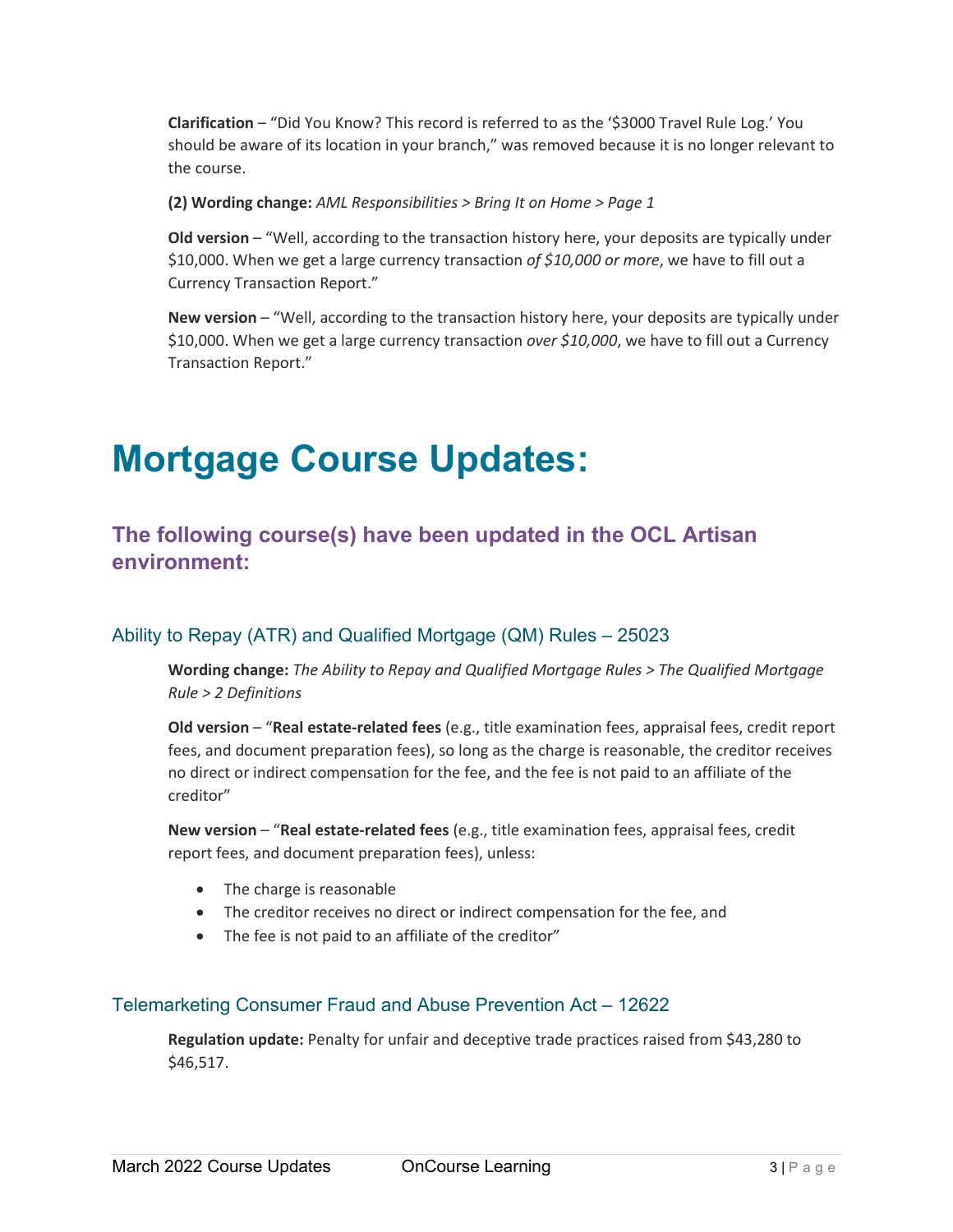**Clarification** – "Did You Know? This record is referred to as the '$3000 Travel Rule Log.' You should be aware of its location in your branch," was removed because it is no longer relevant to the course.

**(2) Wording change:** *AML Responsibilities > Bring It on Home > Page 1*

**Old version** – "Well, according to the transaction history here, your deposits are typically under $10,000. When we get a large currency transaction *of $10,000 or more*, we have to fill out a Currency Transaction Report."

**New version** – "Well, according to the transaction history here, your deposits are typically under $10,000. When we get a large currency transaction *over $10,000*, we have to fill out a Currency Transaction Report."

# Mortgage Course Updates:

## The following course(s) have been updated in the OCL Artisan environment:

### Ability to Repay (ATR) and Qualified Mortgage (QM) Rules – 25023

**Wording change:** *The Ability to Repay and Qualified Mortgage Rules > The Qualified Mortgage Rule > 2 Definitions*

**Old version** – "**Real estate-related fees** (e.g., title examination fees, appraisal fees, credit report fees, and document preparation fees), so long as the charge is reasonable, the creditor receives no direct or indirect compensation for the fee, and the fee is not paid to an affiliate of the creditor"

**New version** – "**Real estate-related fees** (e.g., title examination fees, appraisal fees, credit report fees, and document preparation fees), unless:

- The charge is reasonable
- The creditor receives no direct or indirect compensation for the fee, and
- The fee is not paid to an affiliate of the creditor"

### Telemarketing Consumer Fraud and Abuse Prevention Act – 12622

**Regulation update:** Penalty for unfair and deceptive trade practices raised from $43,280 to $46,517.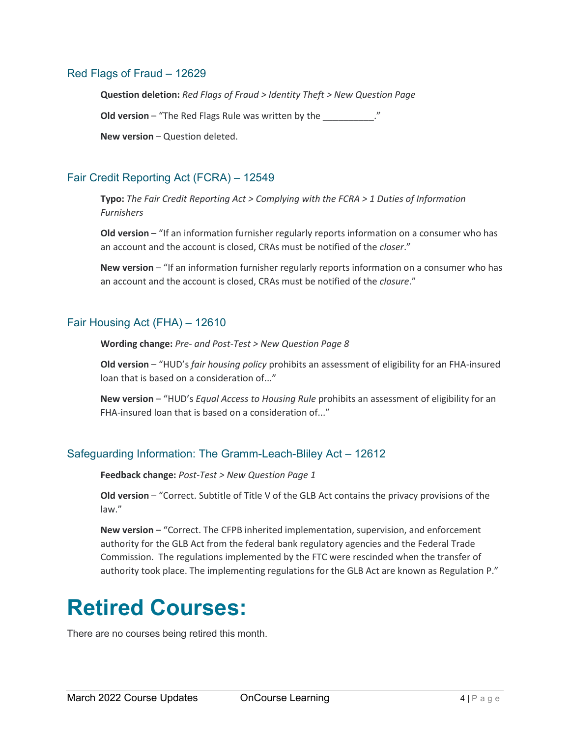### Red Flags of Fraud – 12629

**Question deletion:** *Red Flags of Fraud > Identity Theft > New Question Page*

**Old version** – "The Red Flags Rule was written by the __________."

**New version** – Question deleted.

### Fair Credit Reporting Act (FCRA) – 12549

**Typo:** *The Fair Credit Reporting Act > Complying with the FCRA > 1 Duties of Information Furnishers*

**Old version** – "If an information furnisher regularly reports information on a consumer who has an account and the account is closed, CRAs must be notified of the *closer*."

**New version** – "If an information furnisher regularly reports information on a consumer who has an account and the account is closed, CRAs must be notified of the *closure*."

### Fair Housing Act (FHA) – 12610

**Wording change:** *Pre- and Post-Test > New Question Page 8*

**Old version** – "HUD's *fair housing policy* prohibits an assessment of eligibility for an FHA-insured loan that is based on a consideration of..."

**New version** – "HUD's *Equal Access to Housing Rule* prohibits an assessment of eligibility for an FHA-insured loan that is based on a consideration of..."

### Safeguarding Information: The Gramm-Leach-Bliley Act – 12612

**Feedback change:** *Post-Test > New Question Page 1*

**Old version** – "Correct. Subtitle of Title V of the GLB Act contains the privacy provisions of the law."

**New version** – "Correct. The CFPB inherited implementation, supervision, and enforcement authority for the GLB Act from the federal bank regulatory agencies and the Federal Trade Commission. The regulations implemented by the FTC were rescinded when the transfer of authority took place. The implementing regulations for the GLB Act are known as Regulation P."

# Retired Courses:

There are no courses being retired this month.